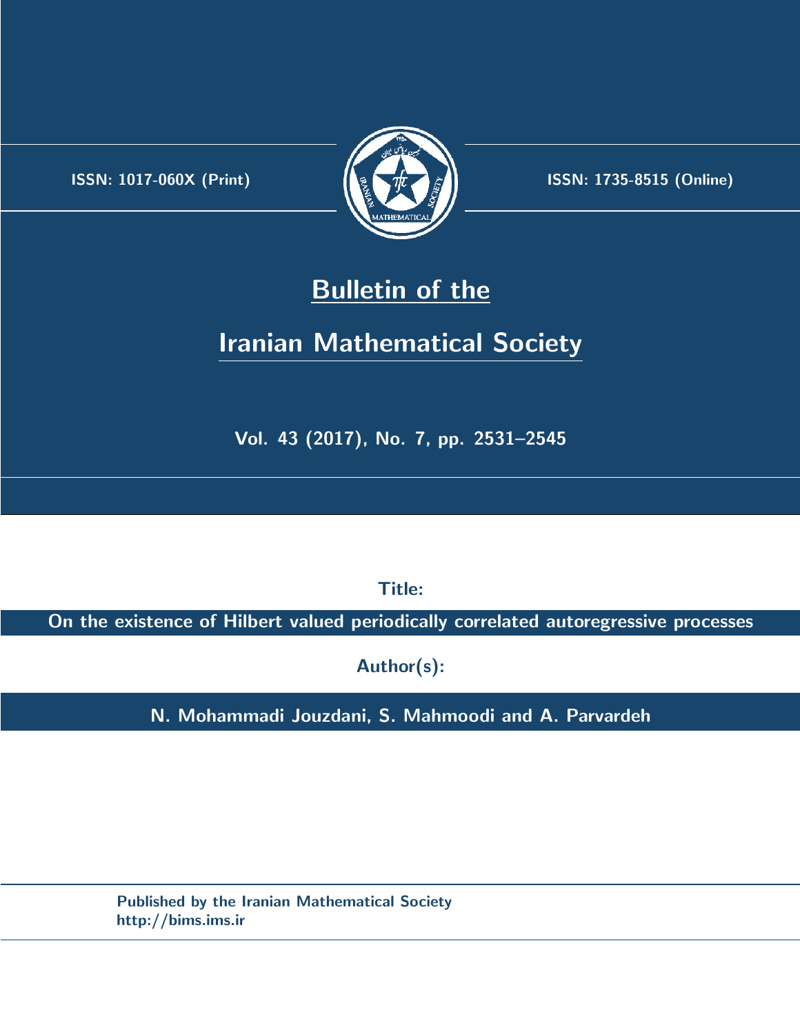ISSN: 1017-060X (Print)

ISSN: 1735-8515 (Online)

# Bulletin of the

# Iranian Mathematical Society

**Vol. 43 (2017), No. 7, pp. 2531–2545**

**Title:**

**On the existence of Hilbert valued periodically correlated autoregressive processes**

**Author(s):**

**N. Mohammadi Jouzdani, S. Mahmoodi and A. Parvardeh**

**Published by the Iranian Mathematical Society**
**http://bims.ims.ir**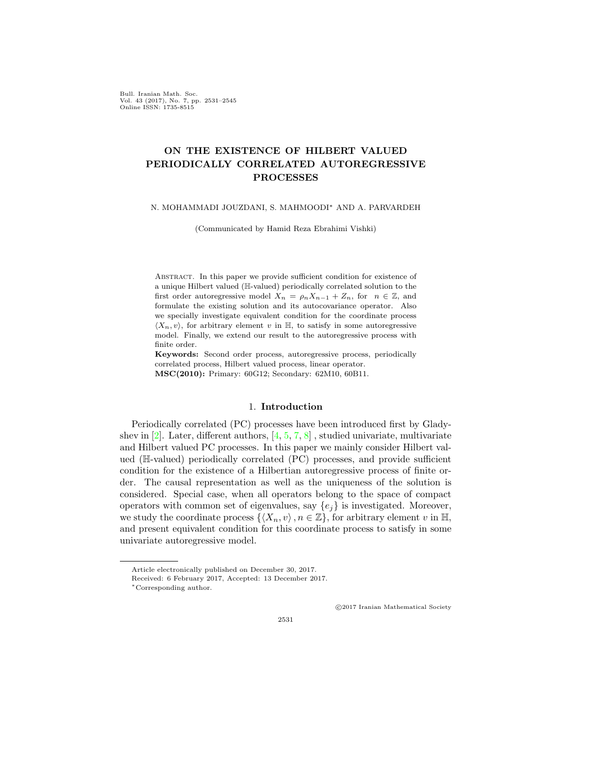# ON THE EXISTENCE OF HILBERT VALUED PERIODICALLY CORRELATED AUTOREGRESSIVE PROCESSES

N. MOHAMMADI JOUZDANI, S. MAHMOODI* AND A. PARVARDEH

(Communicated by Hamid Reza Ebrahimi Vishki)

Abstract. In this paper we provide sufficient condition for existence of a unique Hilbert valued ($\mathbb{H}$-valued) periodically correlated solution to the first order autoregressive model $X_n = \rho_n X_{n-1} + Z_n$, for $n \in \mathbb{Z}$, and formulate the existing solution and its autocovariance operator. Also we specially investigate equivalent condition for the coordinate process $\langle X_n, v\rangle$, for arbitrary element $v$ in $\mathbb{H}$, to satisfy in some autoregressive model. Finally, we extend our result to the autoregressive process with finite order.

**Keywords:** Second order process, autoregressive process, periodically correlated process, Hilbert valued process, linear operator.

**MSC(2010):** Primary: 60G12; Secondary: 62M10, 60B11.

## 1. Introduction

Periodically correlated (PC) processes have been introduced first by Gladyshev in [2]. Later, different authors, [4, 5, 7, 8] , studied univariate, multivariate and Hilbert valued PC processes. In this paper we mainly consider Hilbert valued ($\mathbb{H}$-valued) periodically correlated (PC) processes, and provide sufficient condition for the existence of a Hilbertian autoregressive process of finite order. The causal representation as well as the uniqueness of the solution is considered. Special case, when all operators belong to the space of compact operators with common set of eigenvalues, say $\{e_j\}$ is investigated. Moreover, we study the coordinate process $\{\langle X_n, v\rangle, n \in \mathbb{Z}\}$, for arbitrary element $v$ in $\mathbb{H}$, and present equivalent condition for this coordinate process to satisfy in some univariate autoregressive model.

---

Article electronically published on December 30, 2017.

Received: 6 February 2017, Accepted: 13 December 2017.

*Corresponding author.

©2017 Iranian Mathematical Society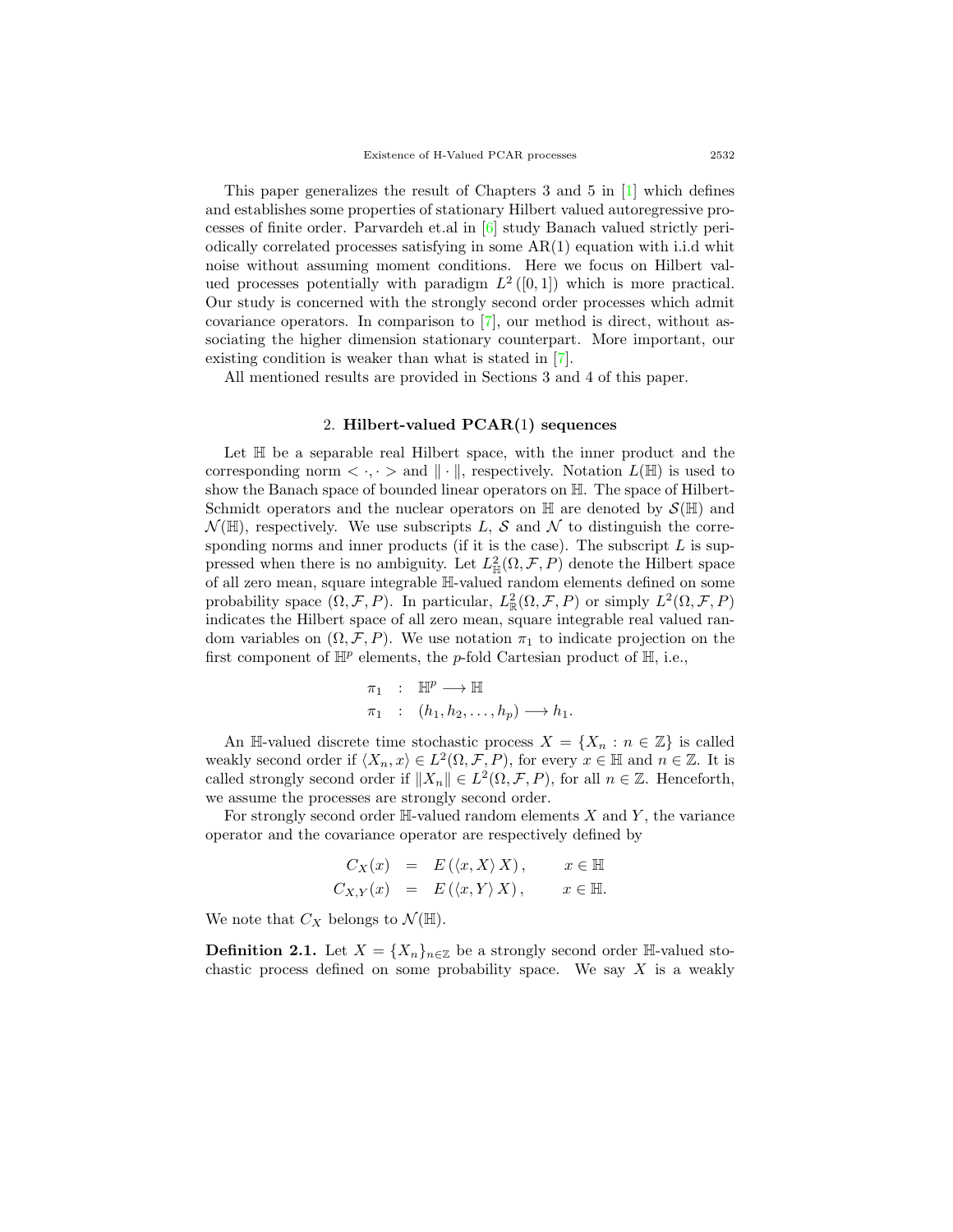This paper generalizes the result of Chapters 3 and 5 in [1] which defines and establishes some properties of stationary Hilbert valued autoregressive processes of finite order. Parvardeh et.al in [6] study Banach valued strictly periodically correlated processes satisfying in some AR(1) equation with i.i.d whit noise without assuming moment conditions. Here we focus on Hilbert valued processes potentially with paradigm $L^2([0,1])$ which is more practical. Our study is concerned with the strongly second order processes which admit covariance operators. In comparison to [7], our method is direct, without associating the higher dimension stationary counterpart. More important, our existing condition is weaker than what is stated in [7].

All mentioned results are provided in Sections 3 and 4 of this paper.

## 2. Hilbert-valued PCAR(1) sequences

Let $\mathbb{H}$ be a separable real Hilbert space, with the inner product and the corresponding norm $<\cdot,\cdot>$ and $\|\cdot\|$, respectively. Notation $L(\mathbb{H})$ is used to show the Banach space of bounded linear operators on $\mathbb{H}$. The space of Hilbert-Schmidt operators and the nuclear operators on $\mathbb{H}$ are denoted by $\mathcal{S}(\mathbb{H})$ and $\mathcal{N}(\mathbb{H})$, respectively. We use subscripts $L$, $\mathcal{S}$ and $\mathcal{N}$ to distinguish the corresponding norms and inner products (if it is the case). The subscript $L$ is suppressed when there is no ambiguity. Let $L^2_{\mathbb{H}}(\Omega,\mathcal{F},P)$ denote the Hilbert space of all zero mean, square integrable $\mathbb{H}$-valued random elements defined on some probability space $(\Omega,\mathcal{F},P)$. In particular, $L^2_{\mathbb{R}}(\Omega,\mathcal{F},P)$ or simply $L^2(\Omega,\mathcal{F},P)$ indicates the Hilbert space of all zero mean, square integrable real valued random variables on $(\Omega,\mathcal{F},P)$. We use notation $\pi_1$ to indicate projection on the first component of $\mathbb{H}^p$ elements, the $p$-fold Cartesian product of $\mathbb{H}$, i.e.,

$$
\begin{aligned}
\pi_1 &: \mathbb{H}^p \longrightarrow \mathbb{H} \\
\pi_1 &: (h_1,h_2,\ldots,h_p) \longrightarrow h_1.
\end{aligned}
$$

An $\mathbb{H}$-valued discrete time stochastic process $X=\{X_n : n\in\mathbb{Z}\}$ is called weakly second order if $\langle X_n, x\rangle \in L^2(\Omega,\mathcal{F},P)$, for every $x\in\mathbb{H}$ and $n\in\mathbb{Z}$. It is called strongly second order if $\|X_n\|\in L^2(\Omega,\mathcal{F},P)$, for all $n\in\mathbb{Z}$. Henceforth, we assume the processes are strongly second order.

For strongly second order $\mathbb{H}$-valued random elements $X$ and $Y$, the variance operator and the covariance operator are respectively defined by

$$
\begin{aligned}
C_X(x) &= E\left(\langle x, X\rangle X\right), \qquad x\in\mathbb{H} \\
C_{X,Y}(x) &= E\left(\langle x, Y\rangle X\right), \qquad x\in\mathbb{H}.
\end{aligned}
$$

We note that $C_X$ belongs to $\mathcal{N}(\mathbb{H})$.

**Definition 2.1.** Let $X=\{X_n\}_{n\in\mathbb{Z}}$ be a strongly second order $\mathbb{H}$-valued stochastic process defined on some probability space. We say $X$ is a weakly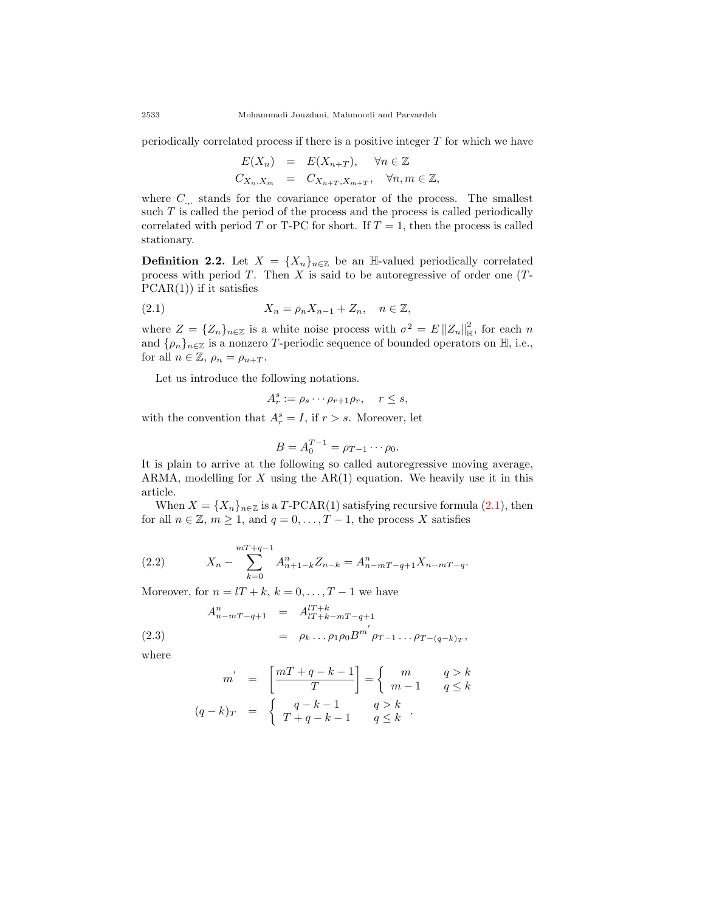periodically correlated process if there is a positive integer $T$ for which we have

$$
\begin{aligned}
E(X_n) &= E(X_{n+T}), \quad \forall n \in \mathbb{Z} \\
C_{X_n,X_m} &= C_{X_{n+T},X_{m+T}}, \quad \forall n, m \in \mathbb{Z},
\end{aligned}
$$

where $C_{.,.}$ stands for the covariance operator of the process. The smallest such $T$ is called the period of the process and the process is called periodically correlated with period $T$ or T-PC for short. If $T = 1$, then the process is called stationary.

**Definition 2.2.** Let $X = \{X_n\}_{n\in\mathbb{Z}}$ be an $\mathbb{H}$-valued periodically correlated process with period $T$. Then $X$ is said to be autoregressive of order one ($T$-PCAR(1)) if it satisfies

$$
X_n = \rho_n X_{n-1} + Z_n, \quad n \in \mathbb{Z}, \tag{2.1}
$$

where $Z = \{Z_n\}_{n\in\mathbb{Z}}$ is a white noise process with $\sigma^2 = E\,\|Z_n\|^2_{\mathbb{H}}$, for each $n$ and $\{\rho_n\}_{n\in\mathbb{Z}}$ is a nonzero $T$-periodic sequence of bounded operators on $\mathbb{H}$, i.e., for all $n \in \mathbb{Z}$, $\rho_n = \rho_{n+T}$.

Let us introduce the following notations.

$$
A_r^s := \rho_s \cdots \rho_{r+1}\rho_r, \quad r \leq s,
$$

with the convention that $A_r^s = I$, if $r > s$. Moreover, let

$$
B = A_0^{T-1} = \rho_{T-1} \cdots \rho_0.
$$

It is plain to arrive at the following so called autoregressive moving average, ARMA, modelling for $X$ using the AR(1) equation. We heavily use it in this article.

When $X = \{X_n\}_{n\in\mathbb{Z}}$ is a $T$-PCAR(1) satisfying recursive formula (2.1), then for all $n \in \mathbb{Z}$, $m \geq 1$, and $q = 0, \ldots, T-1$, the process $X$ satisfies

$$
X_n - \sum_{k=0}^{mT+q-1} A_{n+1-k}^n Z_{n-k} = A_{n-mT-q+1}^n X_{n-mT-q}. \tag{2.2}
$$

Moreover, for $n = lT + k$, $k = 0, \ldots, T-1$ we have

$$
\begin{aligned}
A_{n-mT-q+1}^n &= A_{lT+k-mT-q+1}^{lT+k} \\
&= \rho_k \ldots \rho_1 \rho_0 B^{m'} \rho_{T-1} \ldots \rho_{T-(q-k)_T},
\end{aligned} \tag{2.3}
$$

where

$$
\begin{aligned}
m' &= \left[\frac{mT+q-k-1}{T}\right] = \begin{cases} m & q > k \\ m-1 & q \leq k \end{cases} \\
(q-k)_T &= \begin{cases} q-k-1 & q > k \\ T+q-k-1 & q \leq k \end{cases}.
\end{aligned}
$$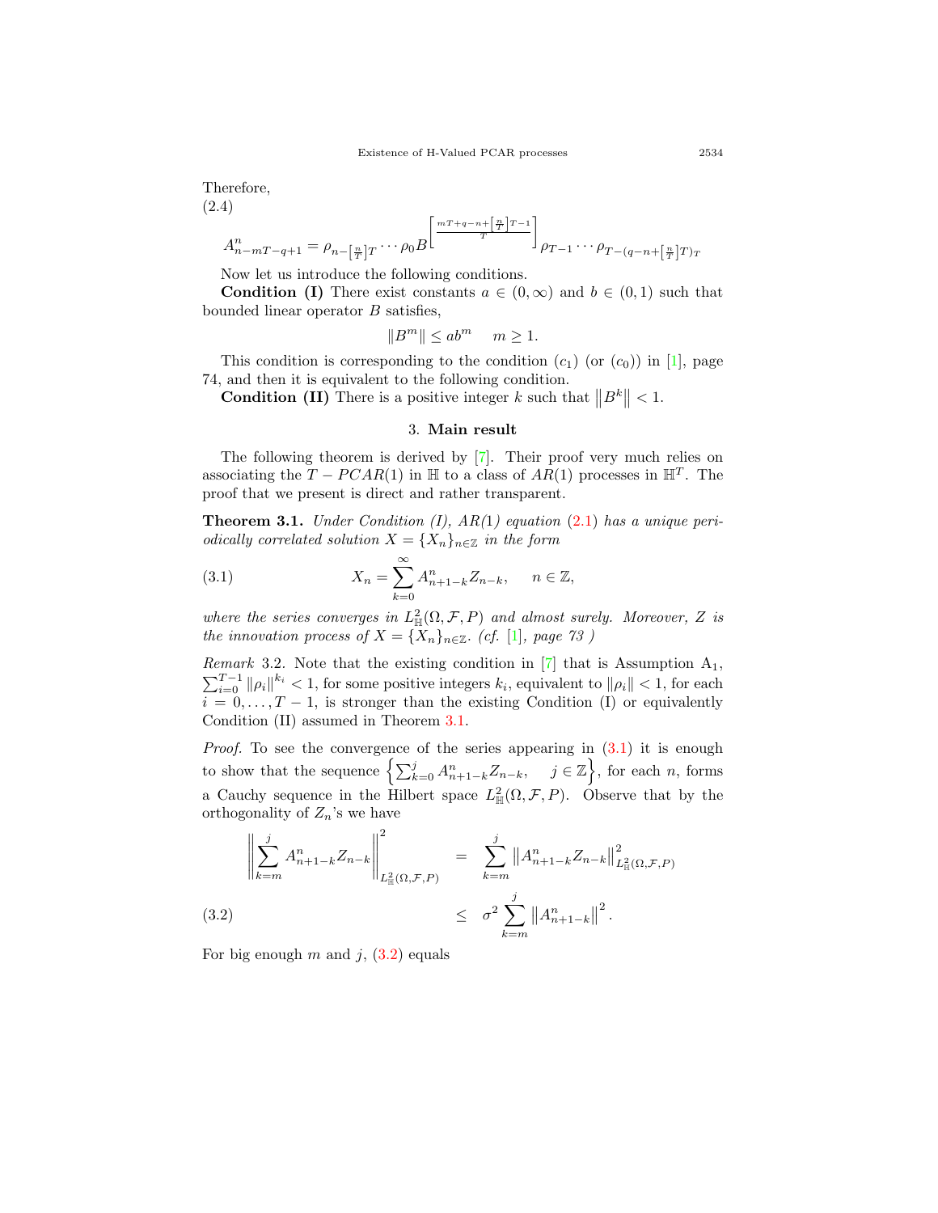Therefore,

(2.4)

$$A^n_{n-mT-q+1} = \rho_{n-\left[\frac{n}{T}\right]T} \cdots \rho_0 B^{\left[\frac{mT+q-n+\left[\frac{n}{T}\right]T-1}{T}\right]} \rho_{T-1} \cdots \rho_{T-(q-n+\left[\frac{n}{T}\right]T)_T}$$

Now let us introduce the following conditions.

**Condition (I)** There exist constants $a \in (0, \infty)$ and $b \in (0, 1)$ such that bounded linear operator $B$ satisfies,

$$\|B^m\| \leq ab^m \quad m \geq 1.$$

This condition is corresponding to the condition $(c_1)$ (or $(c_0)$) in [1], page 74, and then it is equivalent to the following condition.

**Condition (II)** There is a positive integer $k$ such that $\|B^k\| < 1$.

## 3. Main result

The following theorem is derived by [7]. Their proof very much relies on associating the $T - PCAR(1)$ in $\mathbb{H}$ to a class of $AR(1)$ processes in $\mathbb{H}^T$. The proof that we present is direct and rather transparent.

**Theorem 3.1.** *Under Condition (I), AR(1) equation (2.1) has a unique periodically correlated solution $X = \{X_n\}_{n \in \mathbb{Z}}$ in the form*

$$X_n = \sum_{k=0}^{\infty} A^n_{n+1-k} Z_{n-k}, \quad n \in \mathbb{Z}, \tag{3.1}$$

*where the series converges in $L^2_{\mathbb{H}}(\Omega, \mathcal{F}, P)$ and almost surely. Moreover, $Z$ is the innovation process of $X = \{X_n\}_{n \in \mathbb{Z}}$. (cf. [1], page 73 )*

*Remark* 3.2. Note that the existing condition in [7] that is Assumption $\text{A}_1$, $\sum_{i=0}^{T-1} \|\rho_i\|^{k_i} < 1$, for some positive integers $k_i$, equivalent to $\|\rho_i\| < 1$, for each $i = 0, \ldots, T-1$, is stronger than the existing Condition (I) or equivalently Condition (II) assumed in Theorem 3.1.

*Proof.* To see the convergence of the series appearing in (3.1) it is enough to show that the sequence $\left\{\sum_{k=0}^{j} A^n_{n+1-k} Z_{n-k}, \quad j \in \mathbb{Z}\right\}$, for each $n$, forms a Cauchy sequence in the Hilbert space $L^2_{\mathbb{H}}(\Omega, \mathcal{F}, P)$. Observe that by the orthogonality of $Z_n$'s we have

$$\begin{aligned} \left\| \sum_{k=m}^{j} A^n_{n+1-k} Z_{n-k} \right\|^2_{L^2_{\mathbb{H}}(\Omega,\mathcal{F},P)} &= \sum_{k=m}^{j} \left\| A^n_{n+1-k} Z_{n-k} \right\|^2_{L^2_{\mathbb{H}}(\Omega,\mathcal{F},P)} \\ &\leq \sigma^2 \sum_{k=m}^{j} \left\| A^n_{n+1-k} \right\|^2. \end{aligned} \tag{3.2}$$

For big enough $m$ and $j$, (3.2) equals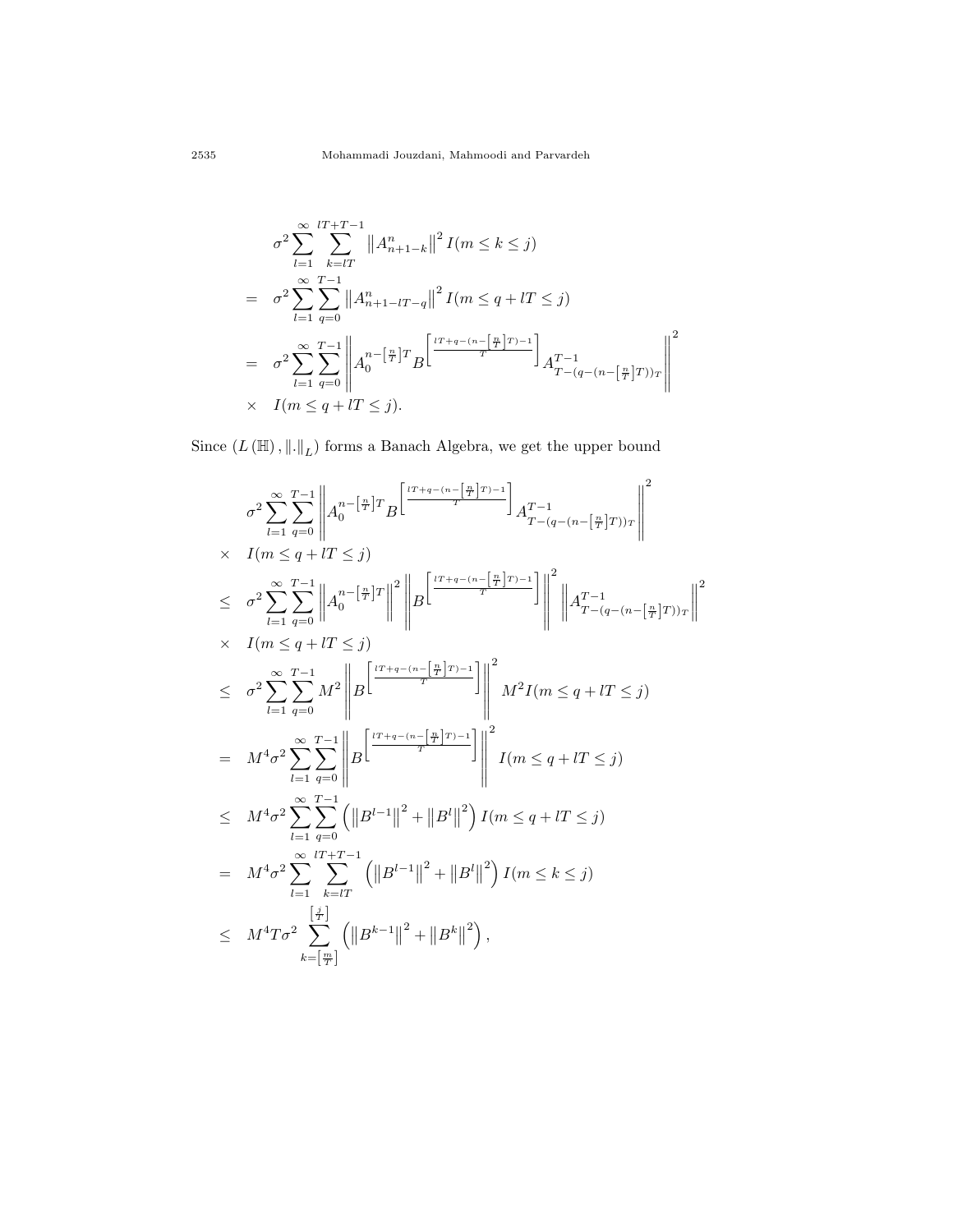$$
\begin{aligned}
& \sigma^2 \sum_{l=1}^{\infty} \sum_{k=lT}^{lT+T-1} \left\| A_{n+1-k}^{n} \right\|^2 I(m \le k \le j) \\
= \;& \sigma^2 \sum_{l=1}^{\infty} \sum_{q=0}^{T-1} \left\| A_{n+1-lT-q}^{n} \right\|^2 I(m \le q + lT \le j) \\
= \;& \sigma^2 \sum_{l=1}^{\infty} \sum_{q=0}^{T-1} \left\| A_0^{n-\left[\frac{n}{T}\right]T} B^{\left[\frac{lT+q-(n-\left[\frac{n}{T}\right]T)-1}{T}\right]} A_{T-(q-(n-\left[\frac{n}{T}\right]T))_T}^{T-1} \right\|^2 \\
\times \;& I(m \le q + lT \le j).
\end{aligned}
$$

Since $\left(L\left(\mathbb{H}\right), \|.\|_L\right)$ forms a Banach Algebra, we get the upper bound

$$
\begin{aligned}
& \sigma^2 \sum_{l=1}^{\infty} \sum_{q=0}^{T-1} \left\| A_0^{n-\left[\frac{n}{T}\right]T} B^{\left[\frac{lT+q-(n-\left[\frac{n}{T}\right]T)-1}{T}\right]} A_{T-(q-(n-\left[\frac{n}{T}\right]T))_T}^{T-1} \right\|^2 \\
\times \;& I(m \le q + lT \le j) \\
\le \;& \sigma^2 \sum_{l=1}^{\infty} \sum_{q=0}^{T-1} \left\| A_0^{n-\left[\frac{n}{T}\right]T} \right\|^2 \left\| B^{\left[\frac{lT+q-(n-\left[\frac{n}{T}\right]T)-1}{T}\right]} \right\|^2 \left\| A_{T-(q-(n-\left[\frac{n}{T}\right]T))_T}^{T-1} \right\|^2 \\
\times \;& I(m \le q + lT \le j) \\
\le \;& \sigma^2 \sum_{l=1}^{\infty} \sum_{q=0}^{T-1} M^2 \left\| B^{\left[\frac{lT+q-(n-\left[\frac{n}{T}\right]T)-1}{T}\right]} \right\|^2 M^2 I(m \le q + lT \le j) \\
= \;& M^4 \sigma^2 \sum_{l=1}^{\infty} \sum_{q=0}^{T-1} \left\| B^{\left[\frac{lT+q-(n-\left[\frac{n}{T}\right]T)-1}{T}\right]} \right\|^2 I(m \le q + lT \le j) \\
\le \;& M^4 \sigma^2 \sum_{l=1}^{\infty} \sum_{q=0}^{T-1} \left( \left\| B^{l-1} \right\|^2 + \left\| B^{l} \right\|^2 \right) I(m \le q + lT \le j) \\
= \;& M^4 \sigma^2 \sum_{l=1}^{\infty} \sum_{k=lT}^{lT+T-1} \left( \left\| B^{l-1} \right\|^2 + \left\| B^{l} \right\|^2 \right) I(m \le k \le j) \\
\le \;& M^4 T \sigma^2 \sum_{k=\left[\frac{m}{T}\right]}^{\left[\frac{j}{T}\right]} \left( \left\| B^{k-1} \right\|^2 + \left\| B^{k} \right\|^2 \right),
\end{aligned}
$$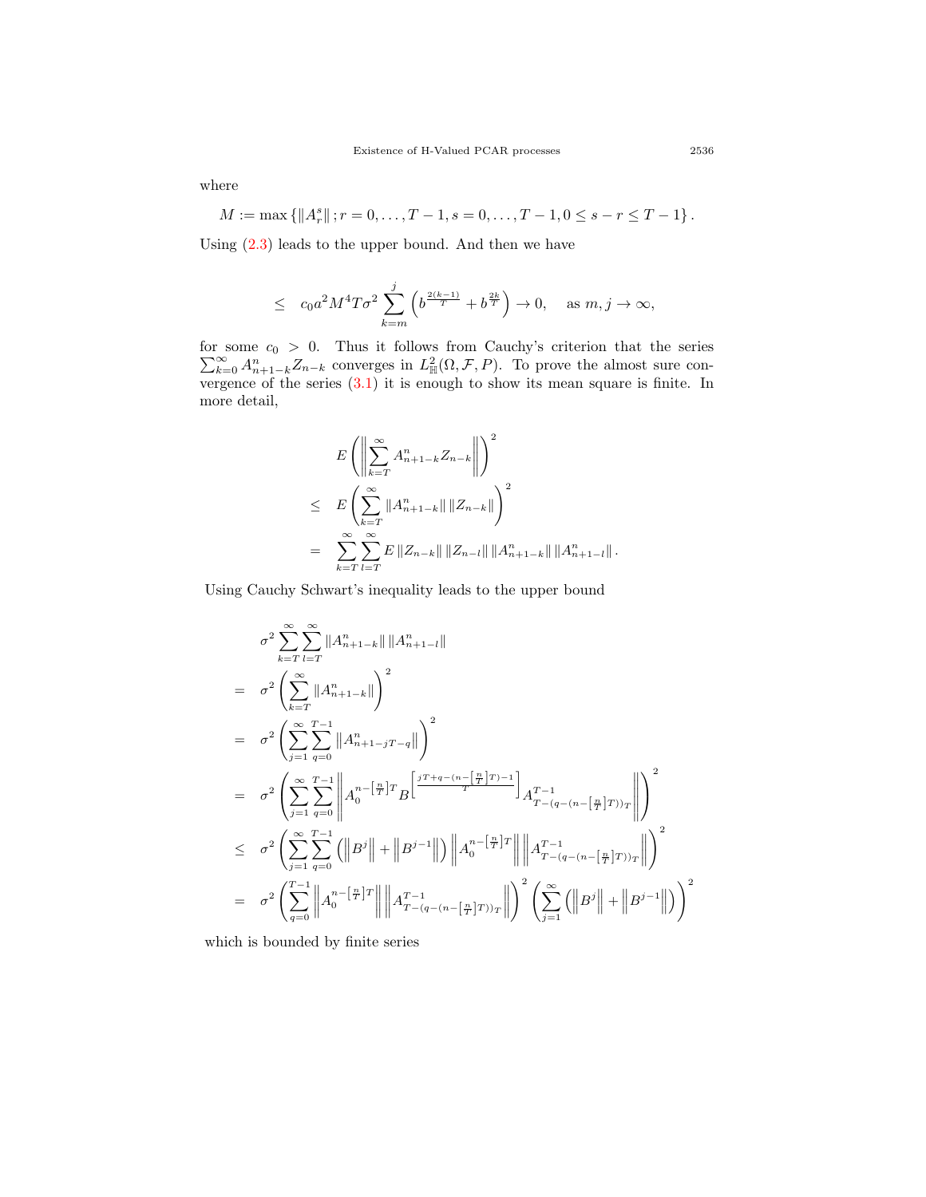where

$$M := \max\left\{\|A_r^s\|; r = 0, \dots, T-1, s = 0, \dots, T-1, 0 \le s - r \le T-1\right\}.$$

Using (2.3) leads to the upper bound. And then we have

$$\le \quad c_0 a^2 M^4 T \sigma^2 \sum_{k=m}^{j} \left(b^{\frac{2(k-1)}{T}} + b^{\frac{2k}{T}}\right) \to 0, \quad \text{as } m, j \to \infty,$$

for some $c_0 > 0$. Thus it follows from Cauchy's criterion that the series $\sum_{k=0}^{\infty} A_{n+1-k}^n Z_{n-k}$ converges in $L^2_{\mathbb{H}}(\Omega, \mathcal{F}, P)$. To prove the almost sure convergence of the series (3.1) it is enough to show its mean square is finite. In more detail,

$$\begin{aligned}
& E\left(\left\|\sum_{k=T}^{\infty} A_{n+1-k}^n Z_{n-k}\right\|\right)^2 \\
\le \quad & E\left(\sum_{k=T}^{\infty} \|A_{n+1-k}^n\| \|Z_{n-k}\|\right)^2 \\
= \quad & \sum_{k=T}^{\infty}\sum_{l=T}^{\infty} E\|Z_{n-k}\| \|Z_{n-l}\| \|A_{n+1-k}^n\| \|A_{n+1-l}^n\|.
\end{aligned}$$

Using Cauchy Schwart's inequality leads to the upper bound

$$\begin{aligned}
& \sigma^2 \sum_{k=T}^{\infty}\sum_{l=T}^{\infty} \|A_{n+1-k}^n\| \|A_{n+1-l}^n\| \\
= \quad & \sigma^2 \left(\sum_{k=T}^{\infty} \|A_{n+1-k}^n\|\right)^2 \\
= \quad & \sigma^2 \left(\sum_{j=1}^{\infty}\sum_{q=0}^{T-1} \left\|A_{n+1-jT-q}^n\right\|\right)^2 \\
= \quad & \sigma^2 \left(\sum_{j=1}^{\infty}\sum_{q=0}^{T-1} \left\|A_0^{n-\left[\frac{n}{T}\right]T} B^{\left[\frac{jT+q-(n-\left[\frac{n}{T}\right]T)-1}{T}\right]} A_{T-(q-(n-\left[\frac{n}{T}\right]T))_T}^{T-1}\right\|\right)^2 \\
\le \quad & \sigma^2 \left(\sum_{j=1}^{\infty}\sum_{q=0}^{T-1} \left(\left\|B^j\right\| + \left\|B^{j-1}\right\|\right) \left\|A_0^{n-\left[\frac{n}{T}\right]T}\right\| \left\|A_{T-(q-(n-\left[\frac{n}{T}\right]T))_T}^{T-1}\right\|\right)^2 \\
= \quad & \sigma^2 \left(\sum_{q=0}^{T-1} \left\|A_0^{n-\left[\frac{n}{T}\right]T}\right\| \left\|A_{T-(q-(n-\left[\frac{n}{T}\right]T))_T}^{T-1}\right\|\right)^2 \left(\sum_{j=1}^{\infty} \left(\left\|B^j\right\| + \left\|B^{j-1}\right\|\right)\right)^2
\end{aligned}$$

which is bounded by finite series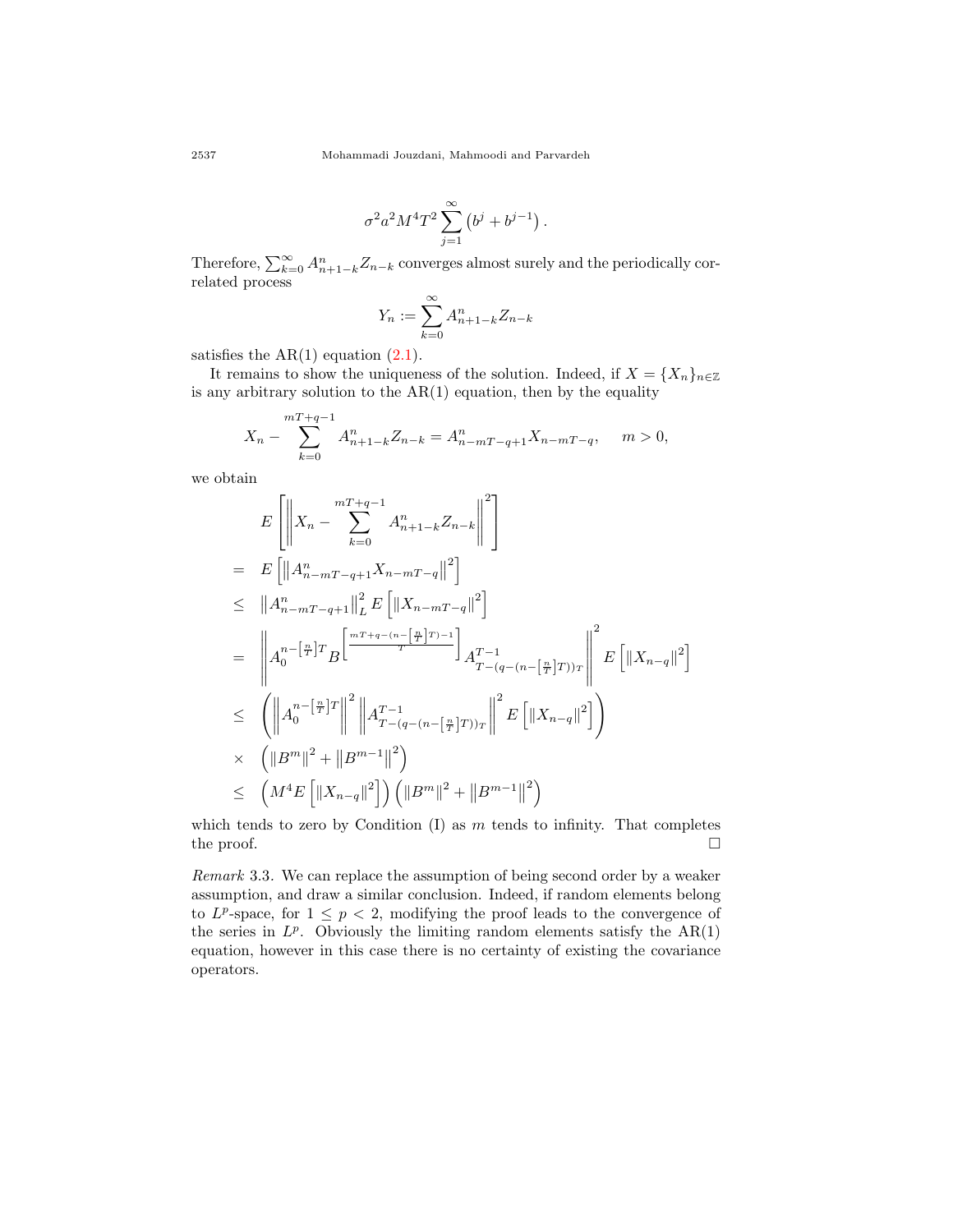$$\sigma^2 a^2 M^4 T^2 \sum_{j=1}^{\infty} \left(b^j + b^{j-1}\right).$$

Therefore, $\sum_{k=0}^{\infty} A_{n+1-k}^n Z_{n-k}$ converges almost surely and the periodically correlated process

$$Y_n := \sum_{k=0}^{\infty} A_{n+1-k}^n Z_{n-k}$$

satisfies the AR(1) equation (2.1).

It remains to show the uniqueness of the solution. Indeed, if $X = \{X_n\}_{n\in\mathbb{Z}}$ is any arbitrary solution to the AR(1) equation, then by the equality

$$X_n - \sum_{k=0}^{mT+q-1} A_{n+1-k}^n Z_{n-k} = A_{n-mT-q+1}^n X_{n-mT-q}, \qquad m > 0,$$

we obtain

$$\begin{aligned}
& E\left[\left\| X_n - \sum_{k=0}^{mT+q-1} A_{n+1-k}^n Z_{n-k} \right\|^2\right] \\
= \;& E\left[\left\| A_{n-mT-q+1}^n X_{n-mT-q} \right\|^2\right] \\
\leq \;& \left\| A_{n-mT-q+1}^n \right\|_L^2 E\left[\left\| X_{n-mT-q} \right\|^2\right] \\
= \;& \left\| A_0^{n-\left[\frac{n}{T}\right]T} B^{\left[\frac{mT+q-(n-\left[\frac{n}{T}\right]T)-1}{T}\right]} A_{T-(q-(n-\left[\frac{n}{T}\right]T))_T}^{T-1} \right\|^2 E\left[\left\| X_{n-q} \right\|^2\right] \\
\leq \;& \left( \left\| A_0^{n-\left[\frac{n}{T}\right]T} \right\|^2 \left\| A_{T-(q-(n-\left[\frac{n}{T}\right]T))_T}^{T-1} \right\|^2 E\left[\left\| X_{n-q} \right\|^2\right] \right) \\
\times \;& \left( \left\| B^m \right\|^2 + \left\| B^{m-1} \right\|^2 \right) \\
\leq \;& \left( M^4 E\left[\left\| X_{n-q} \right\|^2\right] \right) \left( \left\| B^m \right\|^2 + \left\| B^{m-1} \right\|^2 \right)
\end{aligned}$$

which tends to zero by Condition (I) as $m$ tends to infinity. That completes the proof. $\square$

*Remark* 3.3. We can replace the assumption of being second order by a weaker assumption, and draw a similar conclusion. Indeed, if random elements belong to $L^p$-space, for $1 \leq p < 2$, modifying the proof leads to the convergence of the series in $L^p$. Obviously the limiting random elements satisfy the AR(1) equation, however in this case there is no certainty of existing the covariance operators.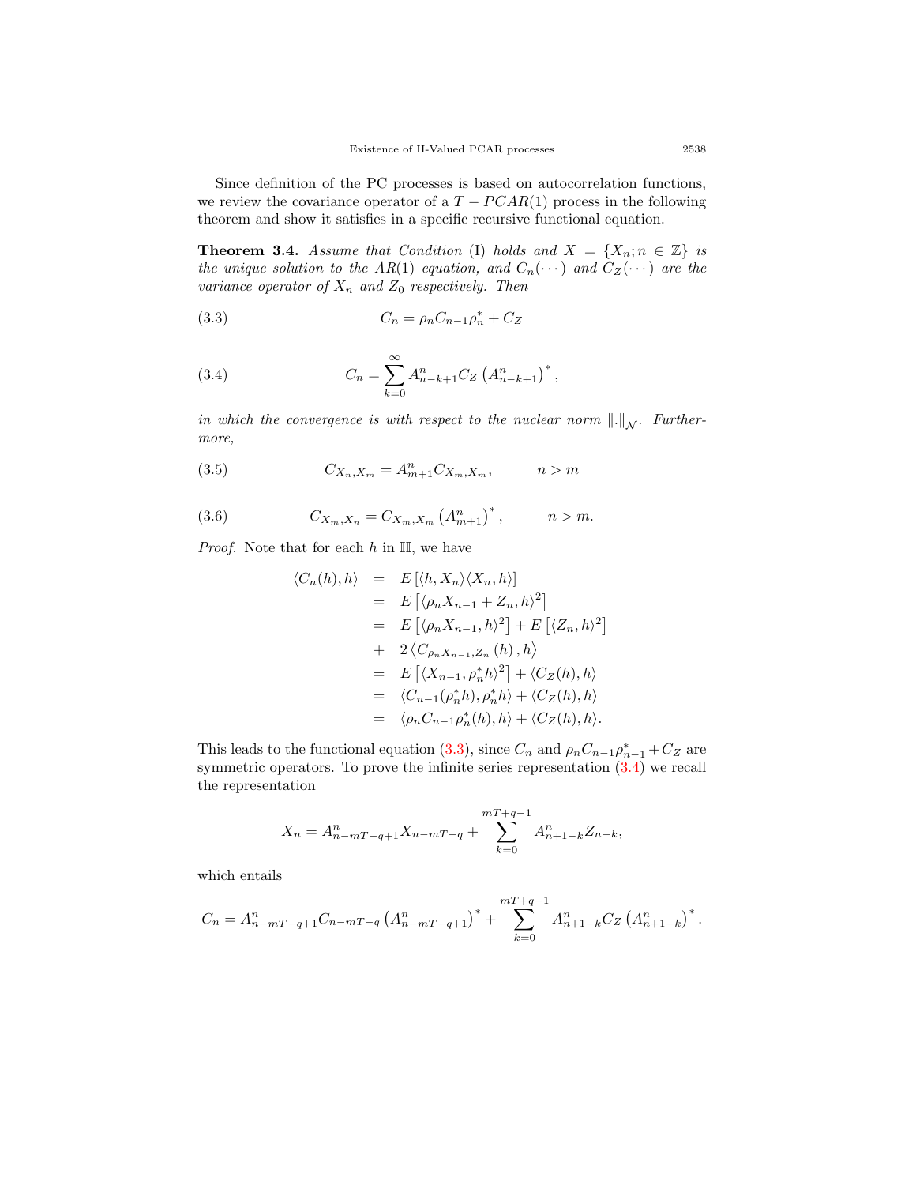Since definition of the PC processes is based on autocorrelation functions, we review the covariance operator of a $T-PCAR(1)$ process in the following theorem and show it satisfies in a specific recursive functional equation.

**Theorem 3.4.** *Assume that Condition* (I) *holds and* $X = \{X_n; n \in \mathbb{Z}\}$ *is the unique solution to the* $AR(1)$ *equation, and* $C_n(\cdots)$ *and* $C_Z(\cdots)$ *are the variance operator of* $X_n$ *and* $Z_0$ *respectively. Then*

$$C_n = \rho_n C_{n-1} \rho_n^* + C_Z \tag{3.3}$$

$$C_n = \sum_{k=0}^{\infty} A_{n-k+1}^n C_Z \left(A_{n-k+1}^n\right)^*, \tag{3.4}$$

*in which the convergence is with respect to the nuclear norm* $\|.\|_{\mathcal{N}}$. *Furthermore,*

$$C_{X_n,X_m} = A_{m+1}^n C_{X_m,X_m}, \qquad n > m \tag{3.5}$$

$$C_{X_m,X_n} = C_{X_m,X_m} \left(A_{m+1}^n\right)^*, \qquad n > m. \tag{3.6}$$

*Proof.* Note that for each $h$ in $\mathbb{H}$, we have

$$\begin{aligned}
\langle C_n(h), h\rangle &= E\left[\langle h, X_n\rangle\langle X_n, h\rangle\right] \\
&= E\left[\langle \rho_n X_{n-1} + Z_n, h\rangle^2\right] \\
&= E\left[\langle \rho_n X_{n-1}, h\rangle^2\right] + E\left[\langle Z_n, h\rangle^2\right] \\
&+ 2\left\langle C_{\rho_n X_{n-1}, Z_n}(h), h\right\rangle \\
&= E\left[\langle X_{n-1}, \rho_n^* h\rangle^2\right] + \langle C_Z(h), h\rangle \\
&= \langle C_{n-1}(\rho_n^* h), \rho_n^* h\rangle + \langle C_Z(h), h\rangle \\
&= \langle \rho_n C_{n-1} \rho_n^*(h), h\rangle + \langle C_Z(h), h\rangle.
\end{aligned}$$

This leads to the functional equation (3.3), since $C_n$ and $\rho_n C_{n-1} \rho_{n-1}^* + C_Z$ are symmetric operators. To prove the infinite series representation (3.4) we recall the representation

$$X_n = A_{n-mT-q+1}^n X_{n-mT-q} + \sum_{k=0}^{mT+q-1} A_{n+1-k}^n Z_{n-k},$$

which entails

$$C_n = A_{n-mT-q+1}^n C_{n-mT-q} \left(A_{n-mT-q+1}^n\right)^* + \sum_{k=0}^{mT+q-1} A_{n+1-k}^n C_Z \left(A_{n+1-k}^n\right)^*.$$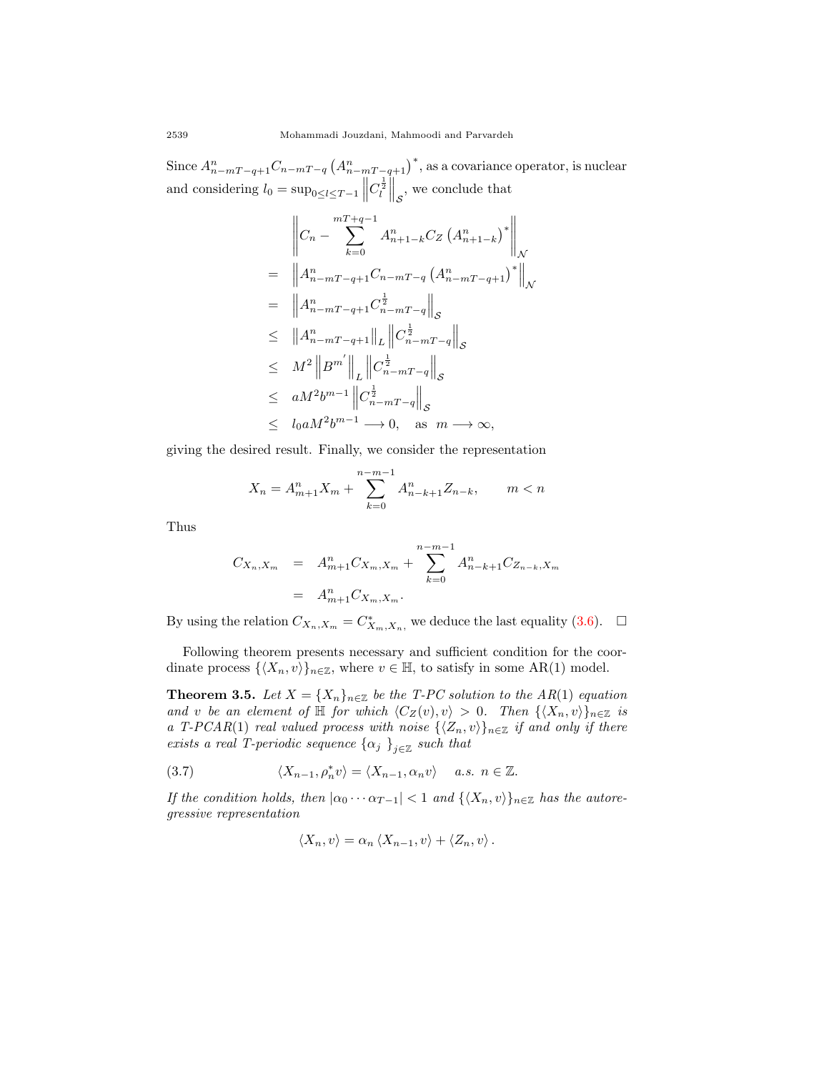Since $A^n_{n-mT-q+1}C_{n-mT-q}\left(A^n_{n-mT-q+1}\right)^*$, as a covariance operator, is nuclear and considering $l_0 = \sup_{0\le l\le T-1}\left\|C_l^{\frac{1}{2}}\right\|_{\mathcal{S}}$, we conclude that

$$
\begin{aligned}
&\left\|C_n - \sum_{k=0}^{mT+q-1} A^n_{n+1-k} C_Z \left(A^n_{n+1-k}\right)^*\right\|_{\mathcal{N}} \\
=\ & \left\|A^n_{n-mT-q+1}C_{n-mT-q}\left(A^n_{n-mT-q+1}\right)^*\right\|_{\mathcal{N}} \\
=\ & \left\|A^n_{n-mT-q+1}C^{\frac{1}{2}}_{n-mT-q}\right\|_{\mathcal{S}} \\
\le\ & \left\|A^n_{n-mT-q+1}\right\|_L \left\|C^{\frac{1}{2}}_{n-mT-q}\right\|_{\mathcal{S}} \\
\le\ & M^2\left\|B^{m'}\right\|_L \left\|C^{\frac{1}{2}}_{n-mT-q}\right\|_{\mathcal{S}} \\
\le\ & aM^2 b^{m-1}\left\|C^{\frac{1}{2}}_{n-mT-q}\right\|_{\mathcal{S}} \\
\le\ & l_0 a M^2 b^{m-1} \longrightarrow 0, \quad \text{as } \ m\longrightarrow\infty,
\end{aligned}
$$

giving the desired result. Finally, we consider the representation

$$
X_n = A^n_{m+1}X_m + \sum_{k=0}^{n-m-1} A^n_{n-k+1}Z_{n-k}, \qquad m<n
$$

Thus

$$
\begin{aligned}
C_{X_n,X_m} &= A^n_{m+1}C_{X_m,X_m} + \sum_{k=0}^{n-m-1} A^n_{n-k+1}C_{Z_{n-k},X_m} \\
&= A^n_{m+1}C_{X_m,X_m}.
\end{aligned}
$$

By using the relation $C_{X_n,X_m} = C^*_{X_m,X_n}$, we deduce the last equality (3.6). $\square$

Following theorem presents necessary and sufficient condition for the coordinate process $\{\langle X_n, v\rangle\}_{n\in\mathbb{Z}}$, where $v\in\mathbb{H}$, to satisfy in some AR(1) model.

**Theorem 3.5.** *Let $X=\{X_n\}_{n\in\mathbb{Z}}$ be the T-PC solution to the $AR(1)$ equation and $v$ be an element of $\mathbb{H}$ for which $\langle C_Z(v), v\rangle > 0$. Then $\{\langle X_n, v\rangle\}_{n\in\mathbb{Z}}$ is a T-PCAR(1) real valued process with noise $\{\langle Z_n, v\rangle\}_{n\in\mathbb{Z}}$ if and only if there exists a real T-periodic sequence $\{\alpha_j\}_{j\in\mathbb{Z}}$ such that*

$$
\langle X_{n-1}, \rho_n^* v\rangle = \langle X_{n-1}, \alpha_n v\rangle \quad a.s.\ n\in\mathbb{Z}. \tag{3.7}
$$

*If the condition holds, then $|\alpha_0\cdots\alpha_{T-1}|<1$ and $\{\langle X_n, v\rangle\}_{n\in\mathbb{Z}}$ has the autoregressive representation*

$$
\langle X_n, v\rangle = \alpha_n\langle X_{n-1}, v\rangle + \langle Z_n, v\rangle .
$$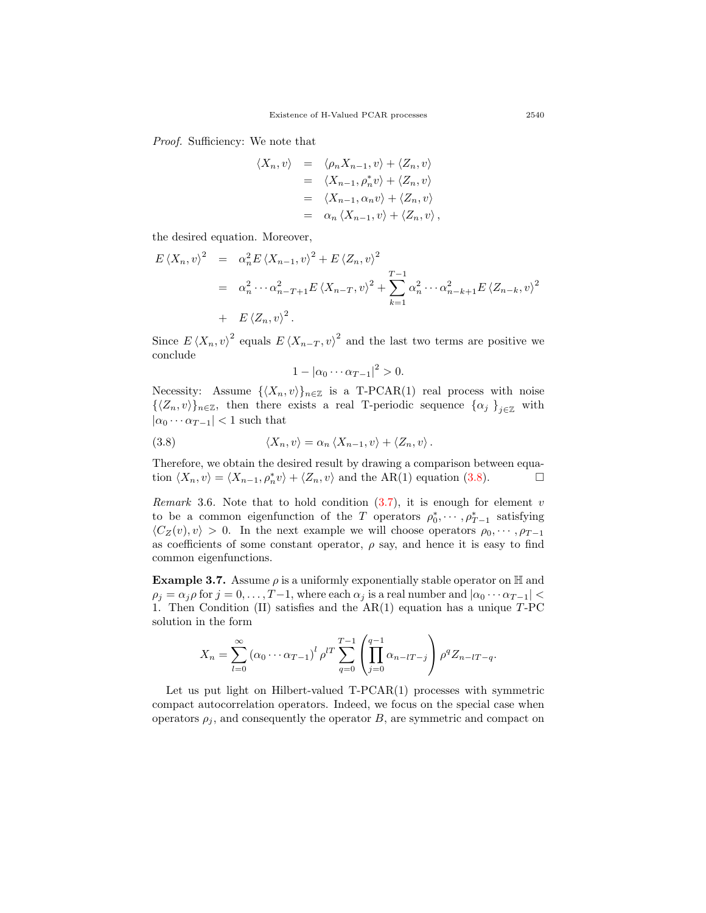*Proof.* Sufficiency: We note that

$$\begin{aligned}
\langle X_n, v\rangle &= \langle \rho_n X_{n-1}, v\rangle + \langle Z_n, v\rangle \\
&= \langle X_{n-1}, \rho_n^* v\rangle + \langle Z_n, v\rangle \\
&= \langle X_{n-1}, \alpha_n v\rangle + \langle Z_n, v\rangle \\
&= \alpha_n \langle X_{n-1}, v\rangle + \langle Z_n, v\rangle ,
\end{aligned}$$

the desired equation. Moreover,

$$\begin{aligned}
E\langle X_n, v\rangle^2 &= \alpha_n^2 E\langle X_{n-1}, v\rangle^2 + E\langle Z_n, v\rangle^2 \\
&= \alpha_n^2 \cdots \alpha_{n-T+1}^2 E\langle X_{n-T}, v\rangle^2 + \sum_{k=1}^{T-1} \alpha_n^2 \cdots \alpha_{n-k+1}^2 E\langle Z_{n-k}, v\rangle^2 \\
&+ \ E\langle Z_n, v\rangle^2 .
\end{aligned}$$

Since $E\langle X_n, v\rangle^2$ equals $E\langle X_{n-T}, v\rangle^2$ and the last two terms are positive we conclude

$$1 - |\alpha_0 \cdots \alpha_{T-1}|^2 > 0.$$

Necessity: Assume $\{\langle X_n, v\rangle\}_{n\in\mathbb{Z}}$ is a T-PCAR(1) real process with noise $\{\langle Z_n, v\rangle\}_{n\in\mathbb{Z}}$, then there exists a real T-periodic sequence $\{\alpha_j\}_{j\in\mathbb{Z}}$ with $|\alpha_0 \cdots \alpha_{T-1}| < 1$ such that

$$\langle X_n, v\rangle = \alpha_n \langle X_{n-1}, v\rangle + \langle Z_n, v\rangle . \tag{3.8}$$

Therefore, we obtain the desired result by drawing a comparison between equation $\langle X_n, v\rangle = \langle X_{n-1}, \rho_n^* v\rangle + \langle Z_n, v\rangle$ and the AR(1) equation (3.8). □

*Remark* 3.6. Note that to hold condition (3.7), it is enough for element $v$ to be a common eigenfunction of the $T$ operators $\rho_0^*, \cdots, \rho_{T-1}^*$ satisfying $\langle C_Z(v), v\rangle > 0$. In the next example we will choose operators $\rho_0, \cdots, \rho_{T-1}$ as coefficients of some constant operator, $\rho$ say, and hence it is easy to find common eigenfunctions.

**Example 3.7.** Assume $\rho$ is a uniformly exponentially stable operator on $\mathbb{H}$ and $\rho_j = \alpha_j \rho$ for $j = 0, \dots, T-1$, where each $\alpha_j$ is a real number and $|\alpha_0 \cdots \alpha_{T-1}| < 1$. Then Condition (II) satisfies and the AR(1) equation has a unique $T$-PC solution in the form

$$X_n = \sum_{l=0}^{\infty} (\alpha_0 \cdots \alpha_{T-1})^l \rho^{lT} \sum_{q=0}^{T-1} \left( \prod_{j=0}^{q-1} \alpha_{n-lT-j} \right) \rho^q Z_{n-lT-q}.$$

Let us put light on Hilbert-valued T-PCAR(1) processes with symmetric compact autocorrelation operators. Indeed, we focus on the special case when operators $\rho_j$, and consequently the operator $B$, are symmetric and compact on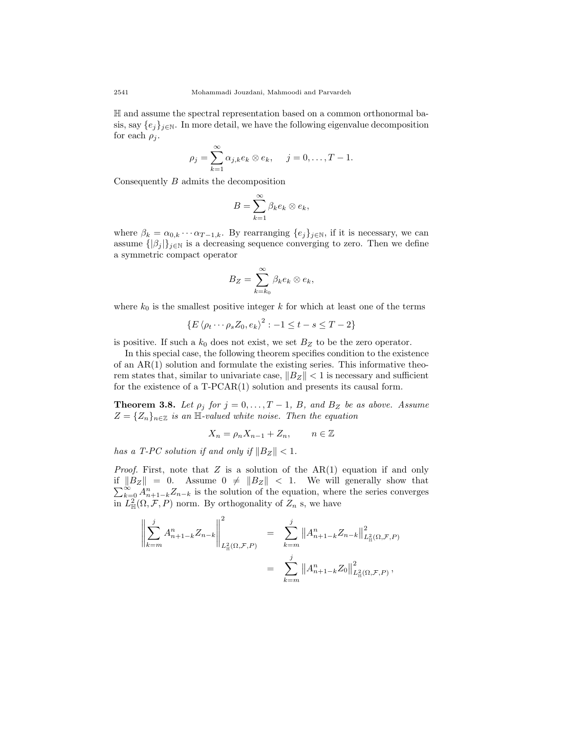$\mathbb{H}$ and assume the spectral representation based on a common orthonormal basis, say $\{e_j\}_{j\in\mathbb{N}}$. In more detail, we have the following eigenvalue decomposition for each $\rho_j$.

$$\rho_j = \sum_{k=1}^{\infty} \alpha_{j,k} e_k \otimes e_k, \qquad j = 0, \dots, T-1.$$

Consequently $B$ admits the decomposition

$$B = \sum_{k=1}^{\infty} \beta_k e_k \otimes e_k,$$

where $\beta_k = \alpha_{0,k} \cdots \alpha_{T-1,k}$. By rearranging $\{e_j\}_{j\in\mathbb{N}}$, if it is necessary, we can assume $\{|\beta_j|\}_{j\in\mathbb{N}}$ is a decreasing sequence converging to zero. Then we define a symmetric compact operator

$$B_Z = \sum_{k=k_0}^{\infty} \beta_k e_k \otimes e_k,$$

where $k_0$ is the smallest positive integer $k$ for which at least one of the terms

$$\{E \langle \rho_t \cdots \rho_s Z_0, e_k \rangle^2 : -1 \leq t - s \leq T-2\}$$

is positive. If such a $k_0$ does not exist, we set $B_Z$ to be the zero operator.

In this special case, the following theorem specifies condition to the existence of an AR(1) solution and formulate the existing series. This informative theorem states that, similar to univariate case, $\|B_Z\| < 1$ is necessary and sufficient for the existence of a T-PCAR(1) solution and presents its causal form.

**Theorem 3.8.** *Let $\rho_j$ for $j = 0, \dots, T-1$, $B$, and $B_Z$ be as above. Assume $Z = \{Z_n\}_{n\in\mathbb{Z}}$ is an $\mathbb{H}$-valued white noise. Then the equation*

$$X_n = \rho_n X_{n-1} + Z_n, \qquad n \in \mathbb{Z}$$

*has a T-PC solution if and only if $\|B_Z\| < 1$.*

*Proof.* First, note that $Z$ is a solution of the AR(1) equation if and only if $\|B_Z\| = 0$. Assume $0 \neq \|B_Z\| < 1$. We will generally show that $\sum_{k=0}^{\infty} A^n_{n+1-k} Z_{n-k}$ is the solution of the equation, where the series converges in $L^2_{\mathbb{H}}(\Omega, \mathcal{F}, P)$ norm. By orthogonality of $Z_n$ s, we have

$$\begin{aligned}
\left\| \sum_{k=m}^{j} A^n_{n+1-k} Z_{n-k} \right\|^2_{L^2_{\mathbb{H}}(\Omega,\mathcal{F},P)} &= \sum_{k=m}^{j} \left\| A^n_{n+1-k} Z_{n-k} \right\|^2_{L^2_{\mathbb{H}}(\Omega,\mathcal{F},P)} \\
&= \sum_{k=m}^{j} \left\| A^n_{n+1-k} Z_0 \right\|^2_{L^2_{\mathbb{H}}(\Omega,\mathcal{F},P)},
\end{aligned}$$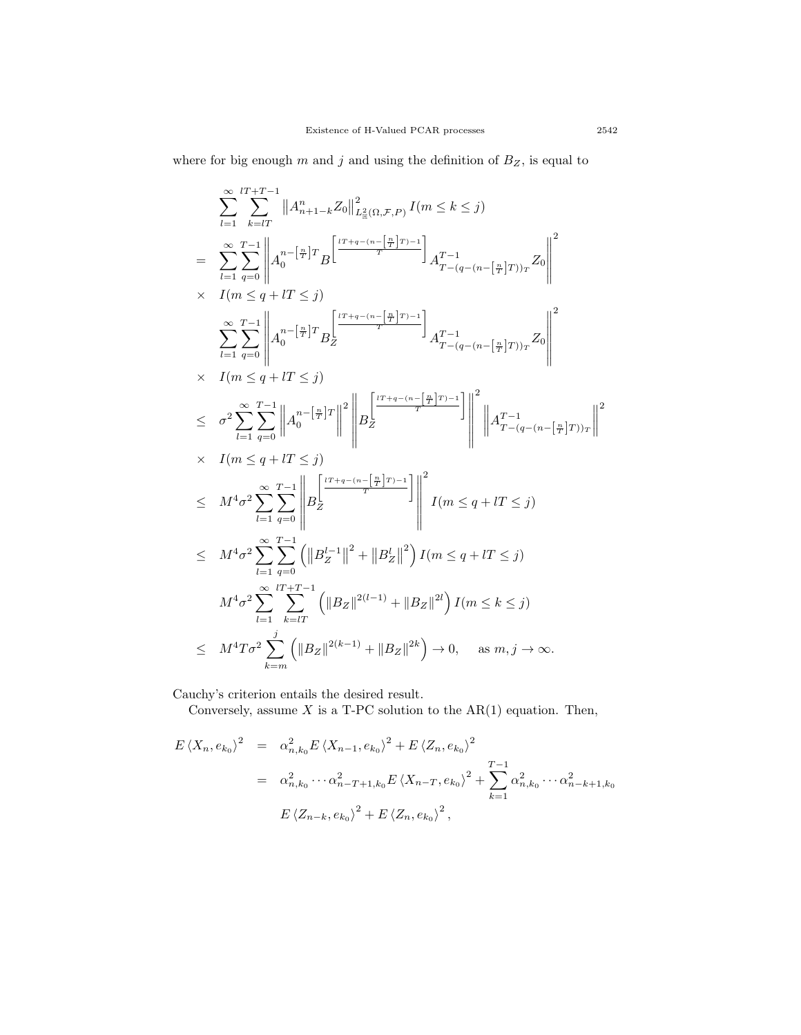where for big enough $m$ and $j$ and using the definition of $B_Z$, is equal to

$$
\begin{aligned}
& \sum_{l=1}^{\infty} \sum_{k=lT}^{lT+T-1} \left\| A_{n+1-k}^{n} Z_0 \right\|_{L^2_{\mathbb{H}}(\Omega,\mathcal{F},P)}^2 I(m \le k \le j) \\
= \quad & \sum_{l=1}^{\infty} \sum_{q=0}^{T-1} \left\| A_0^{n-\left[\frac{n}{T}\right]T} B^{\left[\frac{lT+q-(n-\left[\frac{n}{T}\right]T)-1}{T}\right]} A_{T-(q-(n-\left[\frac{n}{T}\right]T))_T}^{T-1} Z_0 \right\|^2 \\
\times \quad & I(m \le q + lT \le j) \\
& \sum_{l=1}^{\infty} \sum_{q=0}^{T-1} \left\| A_0^{n-\left[\frac{n}{T}\right]T} B_Z^{\left[\frac{lT+q-(n-\left[\frac{n}{T}\right]T)-1}{T}\right]} A_{T-(q-(n-\left[\frac{n}{T}\right]T))_T}^{T-1} Z_0 \right\|^2 \\
\times \quad & I(m \le q + lT \le j) \\
\le \quad & \sigma^2 \sum_{l=1}^{\infty} \sum_{q=0}^{T-1} \left\| A_0^{n-\left[\frac{n}{T}\right]T} \right\|^2 \left\| B_Z^{\left[\frac{lT+q-(n-\left[\frac{n}{T}\right]T)-1}{T}\right]} \right\|^2 \left\| A_{T-(q-(n-\left[\frac{n}{T}\right]T))_T}^{T-1} \right\|^2 \\
\times \quad & I(m \le q + lT \le j) \\
\le \quad & M^4 \sigma^2 \sum_{l=1}^{\infty} \sum_{q=0}^{T-1} \left\| B_Z^{\left[\frac{lT+q-(n-\left[\frac{n}{T}\right]T)-1}{T}\right]} \right\|^2 I(m \le q + lT \le j) \\
\le \quad & M^4 \sigma^2 \sum_{l=1}^{\infty} \sum_{q=0}^{T-1} \left( \left\| B_Z^{l-1} \right\|^2 + \left\| B_Z^{l} \right\|^2 \right) I(m \le q + lT \le j) \\
& M^4 \sigma^2 \sum_{l=1}^{\infty} \sum_{k=lT}^{lT+T-1} \left( \left\| B_Z \right\|^{2(l-1)} + \left\| B_Z \right\|^{2l} \right) I(m \le k \le j) \\
\le \quad & M^4 T \sigma^2 \sum_{k=m}^{j} \left( \left\| B_Z \right\|^{2(k-1)} + \left\| B_Z \right\|^{2k} \right) \to 0, \qquad \text{as } m, j \to \infty.
\end{aligned}
$$

Cauchy's criterion entails the desired result.

Conversely, assume $X$ is a T-PC solution to the AR(1) equation. Then,

$$
\begin{aligned}
E \langle X_n, e_{k_0} \rangle^2 &= \alpha_{n,k_0}^2 E \langle X_{n-1}, e_{k_0} \rangle^2 + E \langle Z_n, e_{k_0} \rangle^2 \\
&= \alpha_{n,k_0}^2 \cdots \alpha_{n-T+1,k_0}^2 E \langle X_{n-T}, e_{k_0} \rangle^2 + \sum_{k=1}^{T-1} \alpha_{n,k_0}^2 \cdots \alpha_{n-k+1,k_0}^2 \\
& \quad E \langle Z_{n-k}, e_{k_0} \rangle^2 + E \langle Z_n, e_{k_0} \rangle^2,
\end{aligned}
$$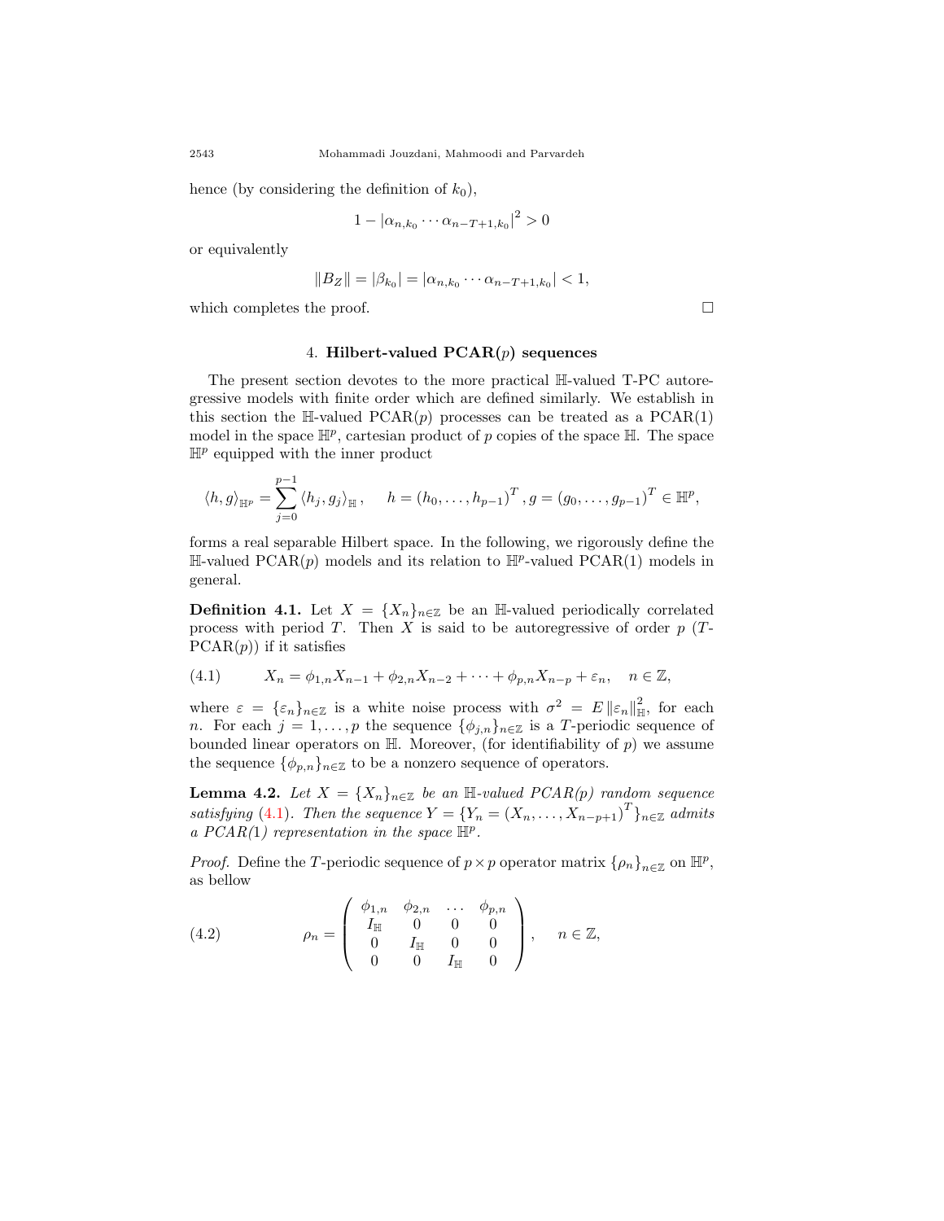hence (by considering the definition of $k_0$),

$$1 - |\alpha_{n,k_0} \cdots \alpha_{n-T+1,k_0}|^2 > 0$$

or equivalently

$$\|B_Z\| = |\beta_{k_0}| = |\alpha_{n,k_0} \cdots \alpha_{n-T+1,k_0}| < 1,$$

which completes the proof. □

## 4. Hilbert-valued PCAR($p$) sequences

The present section devotes to the more practical $\mathbb{H}$-valued T-PC autoregressive models with finite order which are defined similarly. We establish in this section the $\mathbb{H}$-valued PCAR($p$) processes can be treated as a PCAR(1) model in the space $\mathbb{H}^p$, cartesian product of $p$ copies of the space $\mathbb{H}$. The space $\mathbb{H}^p$ equipped with the inner product

$$\langle h, g \rangle_{\mathbb{H}^p} = \sum_{j=0}^{p-1} \langle h_j, g_j \rangle_{\mathbb{H}}, \qquad h = (h_0, \ldots, h_{p-1})^T, g = (g_0, \ldots, g_{p-1})^T \in \mathbb{H}^p,$$

forms a real separable Hilbert space. In the following, we rigorously define the $\mathbb{H}$-valued PCAR($p$) models and its relation to $\mathbb{H}^p$-valued PCAR(1) models in general.

**Definition 4.1.** Let $X = \{X_n\}_{n\in\mathbb{Z}}$ be an $\mathbb{H}$-valued periodically correlated process with period $T$. Then $X$ is said to be autoregressive of order $p$ ($T$-PCAR($p$)) if it satisfies

$$X_n = \phi_{1,n} X_{n-1} + \phi_{2,n} X_{n-2} + \cdots + \phi_{p,n} X_{n-p} + \varepsilon_n, \quad n \in \mathbb{Z}, \tag{4.1}$$

where $\varepsilon = \{\varepsilon_n\}_{n\in\mathbb{Z}}$ is a white noise process with $\sigma^2 = E\|\varepsilon_n\|_{\mathbb{H}}^2$, for each $n$. For each $j = 1, \ldots, p$ the sequence $\{\phi_{j,n}\}_{n\in\mathbb{Z}}$ is a $T$-periodic sequence of bounded linear operators on $\mathbb{H}$. Moreover, (for identifiability of $p$) we assume the sequence $\{\phi_{p,n}\}_{n\in\mathbb{Z}}$ to be a nonzero sequence of operators.

**Lemma 4.2.** *Let $X = \{X_n\}_{n\in\mathbb{Z}}$ be an $\mathbb{H}$-valued PCAR($p$) random sequence satisfying (4.1). Then the sequence $Y = \{Y_n = (X_n, \ldots, X_{n-p+1})^T\}_{n\in\mathbb{Z}}$ admits a PCAR(1) representation in the space $\mathbb{H}^p$.*

*Proof.* Define the $T$-periodic sequence of $p \times p$ operator matrix $\{\rho_n\}_{n\in\mathbb{Z}}$ on $\mathbb{H}^p$, as bellow

$$\rho_n = \begin{pmatrix} \phi_{1,n} & \phi_{2,n} & \ldots & \phi_{p,n} \\ I_{\mathbb{H}} & 0 & 0 & 0 \\ 0 & I_{\mathbb{H}} & 0 & 0 \\ 0 & 0 & I_{\mathbb{H}} & 0 \end{pmatrix}, \quad n \in \mathbb{Z}, \tag{4.2}$$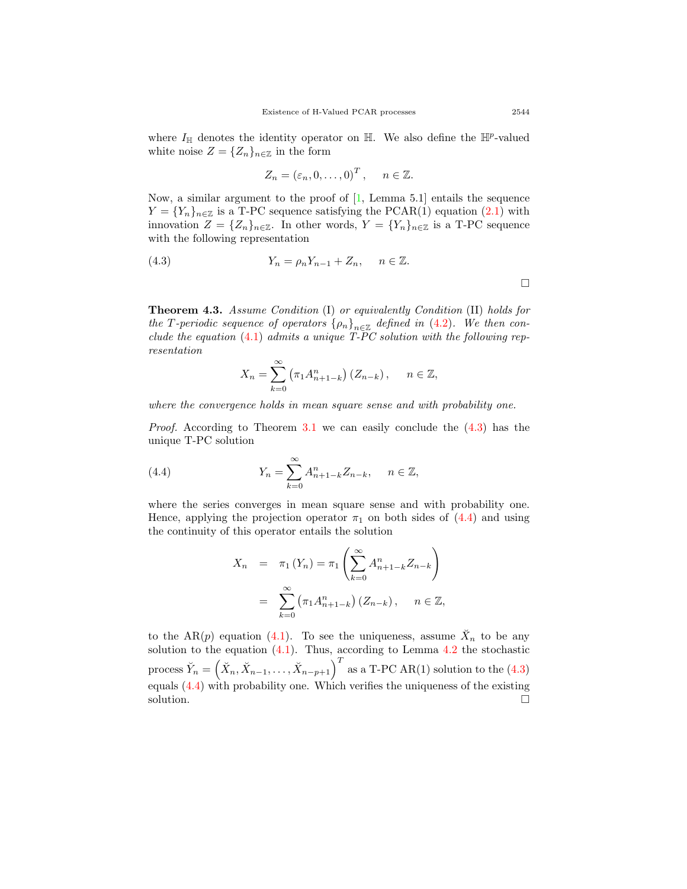where $I_{\mathbb{H}}$ denotes the identity operator on $\mathbb{H}$. We also define the $\mathbb{H}^p$-valued white noise $Z = \{Z_n\}_{n\in\mathbb{Z}}$ in the form

$$Z_n = (\varepsilon_n, 0, \ldots, 0)^T, \quad n \in \mathbb{Z}.$$

Now, a similar argument to the proof of [1, Lemma 5.1] entails the sequence $Y = \{Y_n\}_{n\in\mathbb{Z}}$ is a T-PC sequence satisfying the PCAR(1) equation (2.1) with innovation $Z = \{Z_n\}_{n\in\mathbb{Z}}$. In other words, $Y = \{Y_n\}_{n\in\mathbb{Z}}$ is a T-PC sequence with the following representation

$$Y_n = \rho_n Y_{n-1} + Z_n, \quad n \in \mathbb{Z}. \tag{4.3}$$

□

**Theorem 4.3.** *Assume Condition* (I) *or equivalently Condition* (II) *holds for the T-periodic sequence of operators* $\{\rho_n\}_{n\in\mathbb{Z}}$ *defined in* (4.2)*. We then conclude the equation* (4.1) *admits a unique T-PC solution with the following representation*

$$X_n = \sum_{k=0}^{\infty} \left(\pi_1 A_{n+1-k}^n\right)(Z_{n-k}), \quad n \in \mathbb{Z},$$

*where the convergence holds in mean square sense and with probability one.*

*Proof.* According to Theorem 3.1 we can easily conclude the (4.3) has the unique T-PC solution

$$Y_n = \sum_{k=0}^{\infty} A_{n+1-k}^n Z_{n-k}, \quad n \in \mathbb{Z}, \tag{4.4}$$

where the series converges in mean square sense and with probability one. Hence, applying the projection operator $\pi_1$ on both sides of (4.4) and using the continuity of this operator entails the solution

$$\begin{aligned} X_n &= \pi_1(Y_n) = \pi_1\left(\sum_{k=0}^{\infty} A_{n+1-k}^n Z_{n-k}\right) \\ &= \sum_{k=0}^{\infty} \left(\pi_1 A_{n+1-k}^n\right)(Z_{n-k}), \quad n \in \mathbb{Z}, \end{aligned}$$

to the AR($p$) equation (4.1). To see the uniqueness, assume $\breve{X}_n$ to be any solution to the equation (4.1). Thus, according to Lemma 4.2 the stochastic process $\breve{Y}_n = \left(\breve{X}_n, \breve{X}_{n-1}, \ldots, \breve{X}_{n-p+1}\right)^T$ as a T-PC AR(1) solution to the (4.3) equals (4.4) with probability one. Which verifies the uniqueness of the existing solution. □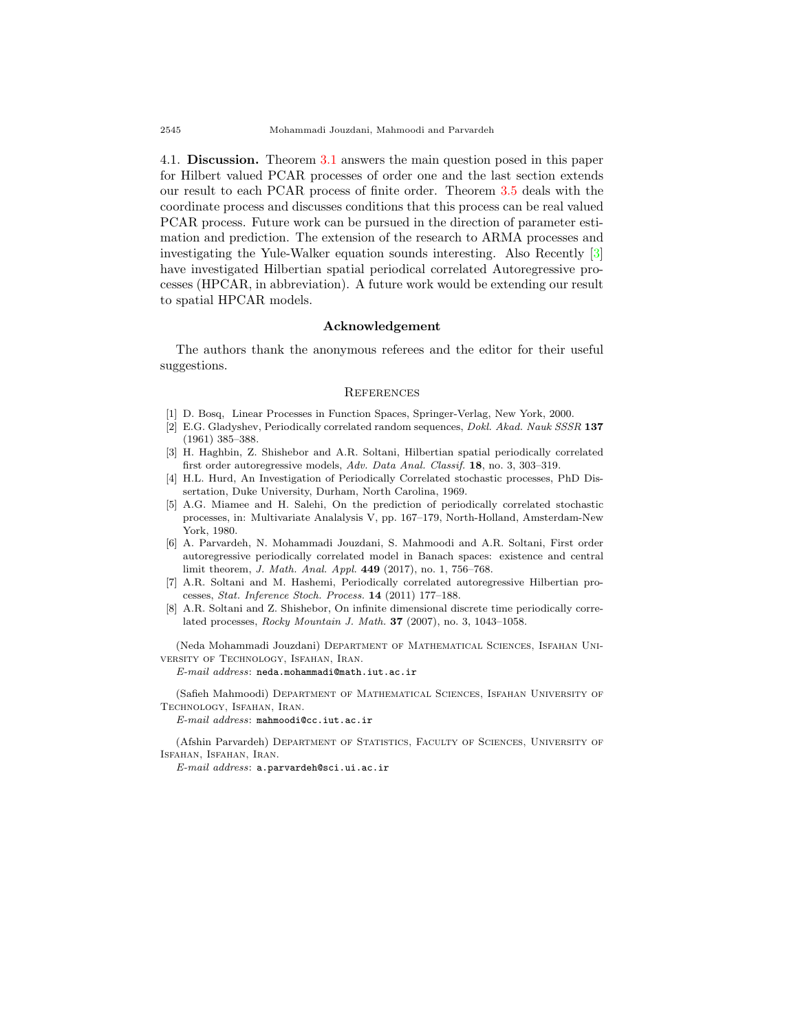4.1. **Discussion.** Theorem 3.1 answers the main question posed in this paper for Hilbert valued PCAR processes of order one and the last section extends our result to each PCAR process of finite order. Theorem 3.5 deals with the coordinate process and discusses conditions that this process can be real valued PCAR process. Future work can be pursued in the direction of parameter estimation and prediction. The extension of the research to ARMA processes and investigating the Yule-Walker equation sounds interesting. Also Recently [3] have investigated Hilbertian spatial periodical correlated Autoregressive processes (HPCAR, in abbreviation). A future work would be extending our result to spatial HPCAR models.

## Acknowledgement

The authors thank the anonymous referees and the editor for their useful suggestions.

## References

[1] D. Bosq, Linear Processes in Function Spaces, Springer-Verlag, New York, 2000.

[2] E.G. Gladyshev, Periodically correlated random sequences, *Dokl. Akad. Nauk SSSR* **137** (1961) 385–388.

[3] H. Haghbin, Z. Shishebor and A.R. Soltani, Hilbertian spatial periodically correlated first order autoregressive models, *Adv. Data Anal. Classif.* **18**, no. 3, 303–319.

[4] H.L. Hurd, An Investigation of Periodically Correlated stochastic processes, PhD Dissertation, Duke University, Durham, North Carolina, 1969.

[5] A.G. Miamee and H. Salehi, On the prediction of periodically correlated stochastic processes, in: Multivariate Analalysis V, pp. 167–179, North-Holland, Amsterdam-New York, 1980.

[6] A. Parvardeh, N. Mohammadi Jouzdani, S. Mahmoodi and A.R. Soltani, First order autoregressive periodically correlated model in Banach spaces: existence and central limit theorem, *J. Math. Anal. Appl.* **449** (2017), no. 1, 756–768.

[7] A.R. Soltani and M. Hashemi, Periodically correlated autoregressive Hilbertian processes, *Stat. Inference Stoch. Process.* **14** (2011) 177–188.

[8] A.R. Soltani and Z. Shishebor, On infinite dimensional discrete time periodically correlated processes, *Rocky Mountain J. Math.* **37** (2007), no. 3, 1043–1058.

(Neda Mohammadi Jouzdani) Department of Mathematical Sciences, Isfahan University of Technology, Isfahan, Iran.

*E-mail address*: neda.mohammadi@math.iut.ac.ir

(Safieh Mahmoodi) Department of Mathematical Sciences, Isfahan University of Technology, Isfahan, Iran.

*E-mail address*: mahmoodi@cc.iut.ac.ir

(Afshin Parvardeh) Department of Statistics, Faculty of Sciences, University of Isfahan, Isfahan, Iran.

*E-mail address*: a.parvardeh@sci.ui.ac.ir